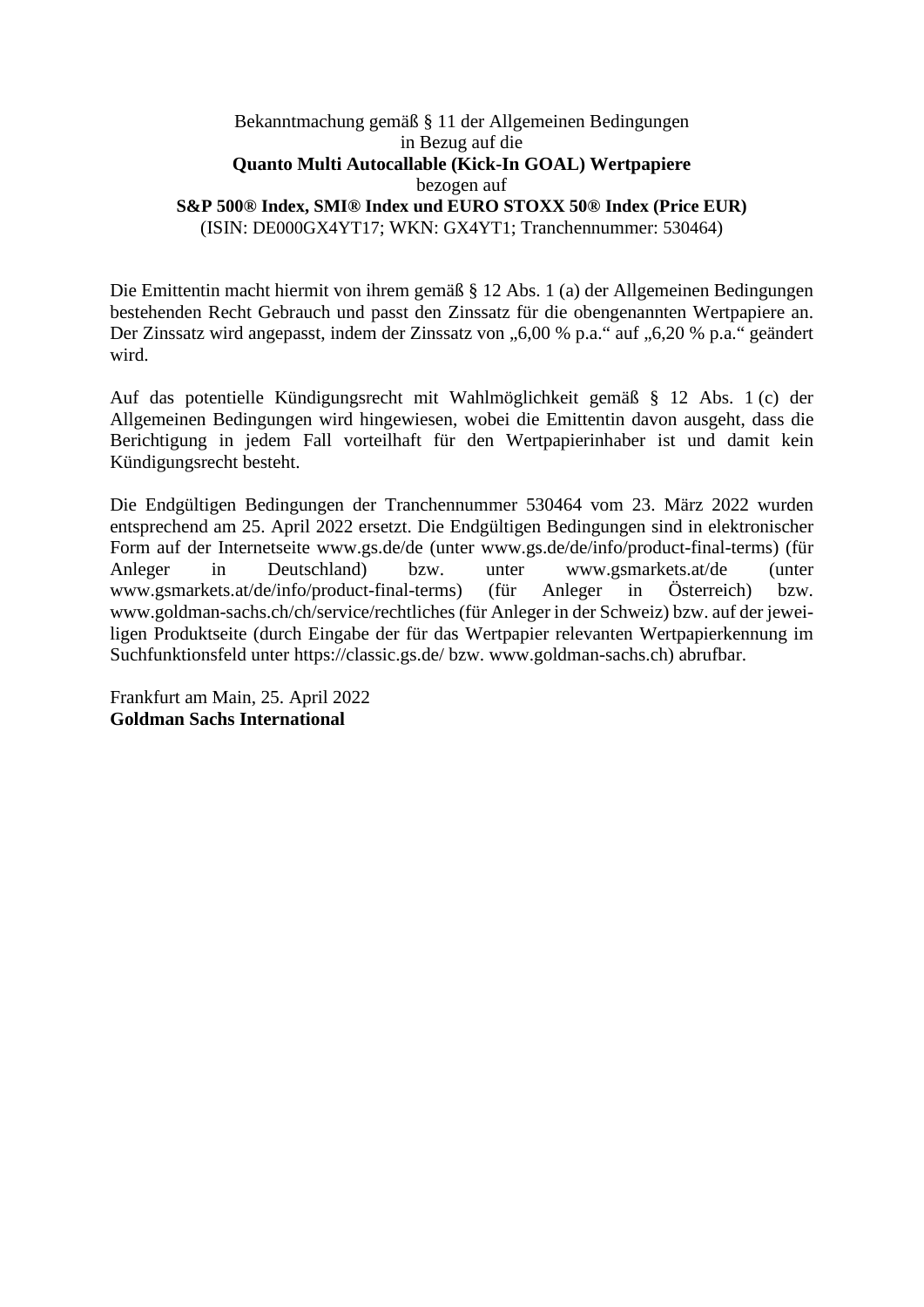Bekanntmachung gemäß § 11 der Allgemeinen Bedingungen
in Bezug auf die
**Quanto Multi Autocallable (Kick-In GOAL) Wertpapiere**
bezogen auf
**S&P 500® Index, SMI® Index und EURO STOXX 50® Index (Price EUR)**
(ISIN: DE000GX4YT17; WKN: GX4YT1; Tranchennummer: 530464)

Die Emittentin macht hiermit von ihrem gemäß § 12 Abs. 1 (a) der Allgemeinen Bedingungen bestehenden Recht Gebrauch und passt den Zinssatz für die obengenannten Wertpapiere an. Der Zinssatz wird angepasst, indem der Zinssatz von „6,00 % p.a." auf „6,20 % p.a." geändert wird.

Auf das potentielle Kündigungsrecht mit Wahlmöglichkeit gemäß § 12 Abs. 1 (c) der Allgemeinen Bedingungen wird hingewiesen, wobei die Emittentin davon ausgeht, dass die Berichtigung in jedem Fall vorteilhaft für den Wertpapierinhaber ist und damit kein Kündigungsrecht besteht.

Die Endgültigen Bedingungen der Tranchennummer 530464 vom 23. März 2022 wurden entsprechend am 25. April 2022 ersetzt. Die Endgültigen Bedingungen sind in elektronischer Form auf der Internetseite www.gs.de/de (unter www.gs.de/de/info/product-final-terms) (für Anleger in Deutschland) bzw. unter www.gsmarkets.at/de (unter www.gsmarkets.at/de/info/product-final-terms) (für Anleger in Österreich) bzw. www.goldman-sachs.ch/ch/service/rechtliches (für Anleger in der Schweiz) bzw. auf der jeweiligen Produktseite (durch Eingabe der für das Wertpapier relevanten Wertpapierkennung im Suchfunktionsfeld unter https://classic.gs.de/ bzw. www.goldman-sachs.ch) abrufbar.

Frankfurt am Main, 25. April 2022
**Goldman Sachs International**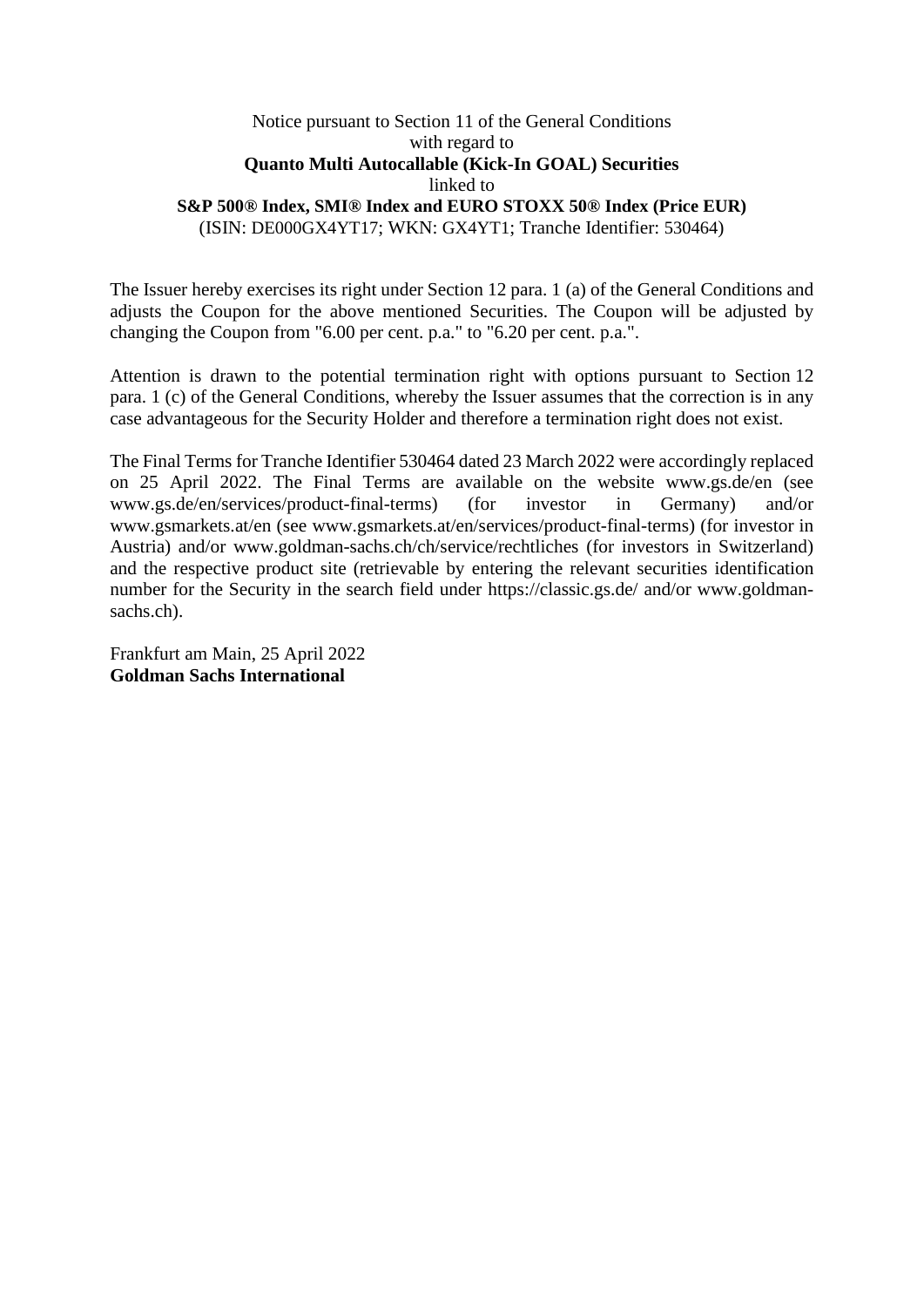Notice pursuant to Section 11 of the General Conditions
with regard to
**Quanto Multi Autocallable (Kick-In GOAL) Securities**
linked to
**S&P 500® Index, SMI® Index and EURO STOXX 50® Index (Price EUR)**
(ISIN: DE000GX4YT17; WKN: GX4YT1; Tranche Identifier: 530464)

The Issuer hereby exercises its right under Section 12 para. 1 (a) of the General Conditions and adjusts the Coupon for the above mentioned Securities. The Coupon will be adjusted by changing the Coupon from "6.00 per cent. p.a." to "6.20 per cent. p.a.".

Attention is drawn to the potential termination right with options pursuant to Section 12 para. 1 (c) of the General Conditions, whereby the Issuer assumes that the correction is in any case advantageous for the Security Holder and therefore a termination right does not exist.

The Final Terms for Tranche Identifier 530464 dated 23 March 2022 were accordingly replaced on 25 April 2022. The Final Terms are available on the website www.gs.de/en (see www.gs.de/en/services/product-final-terms) (for investor in Germany) and/or www.gsmarkets.at/en (see www.gsmarkets.at/en/services/product-final-terms) (for investor in Austria) and/or www.goldman-sachs.ch/ch/service/rechtliches (for investors in Switzerland) and the respective product site (retrievable by entering the relevant securities identification number for the Security in the search field under https://classic.gs.de/ and/or www.goldman-sachs.ch).

Frankfurt am Main, 25 April 2022
**Goldman Sachs International**